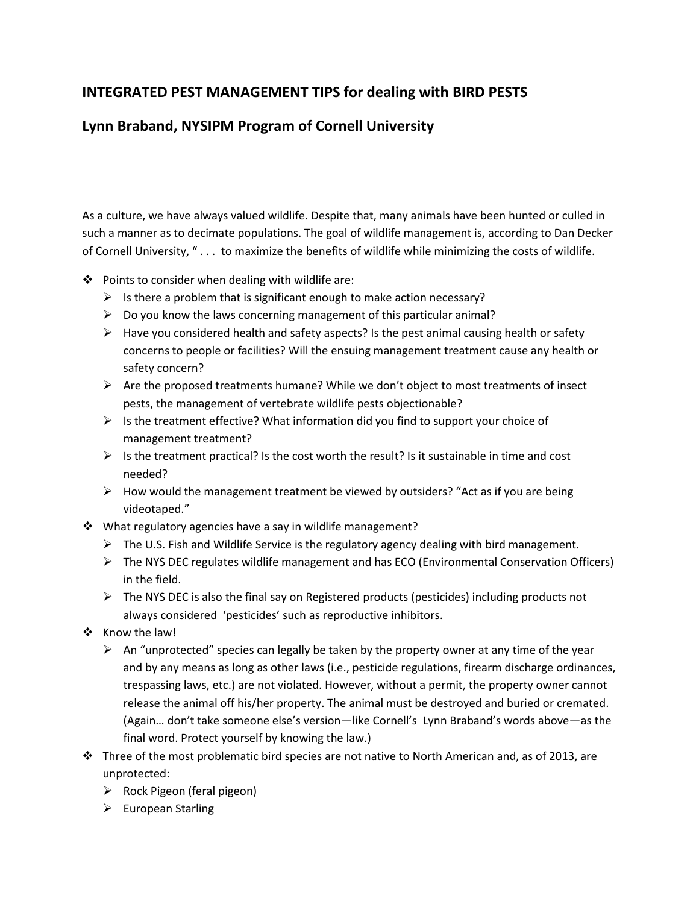## INTEGRATED PEST MANAGEMENT TIPS for dealing with BIRD PESTS

## Lynn Braband, NYSIPM Program of Cornell University

As a culture, we have always valued wildlife. Despite that, many animals have been hunted or culled in such a manner as to decimate populations. The goal of wildlife management is, according to Dan Decker of Cornell University, " . . . to maximize the benefits of wildlife while minimizing the costs of wildlife.

- Points to consider when dealing with wildlife are:
  - Is there a problem that is significant enough to make action necessary?
  - Do you know the laws concerning management of this particular animal?
  - Have you considered health and safety aspects? Is the pest animal causing health or safety concerns to people or facilities? Will the ensuing management treatment cause any health or safety concern?
  - Are the proposed treatments humane? While we don't object to most treatments of insect pests, the management of vertebrate wildlife pests objectionable?
  - Is the treatment effective? What information did you find to support your choice of management treatment?
  - Is the treatment practical? Is the cost worth the result? Is it sustainable in time and cost needed?
  - How would the management treatment be viewed by outsiders? "Act as if you are being videotaped."
- What regulatory agencies have a say in wildlife management?
  - The U.S. Fish and Wildlife Service is the regulatory agency dealing with bird management.
  - The NYS DEC regulates wildlife management and has ECO (Environmental Conservation Officers) in the field.
  - The NYS DEC is also the final say on Registered products (pesticides) including products not always considered 'pesticides' such as reproductive inhibitors.
- Know the law!
  - An "unprotected" species can legally be taken by the property owner at any time of the year and by any means as long as other laws (i.e., pesticide regulations, firearm discharge ordinances, trespassing laws, etc.) are not violated. However, without a permit, the property owner cannot release the animal off his/her property. The animal must be destroyed and buried or cremated. (Again… don't take someone else's version—like Cornell's Lynn Braband's words above—as the final word. Protect yourself by knowing the law.)
- Three of the most problematic bird species are not native to North American and, as of 2013, are unprotected:
  - Rock Pigeon (feral pigeon)
  - European Starling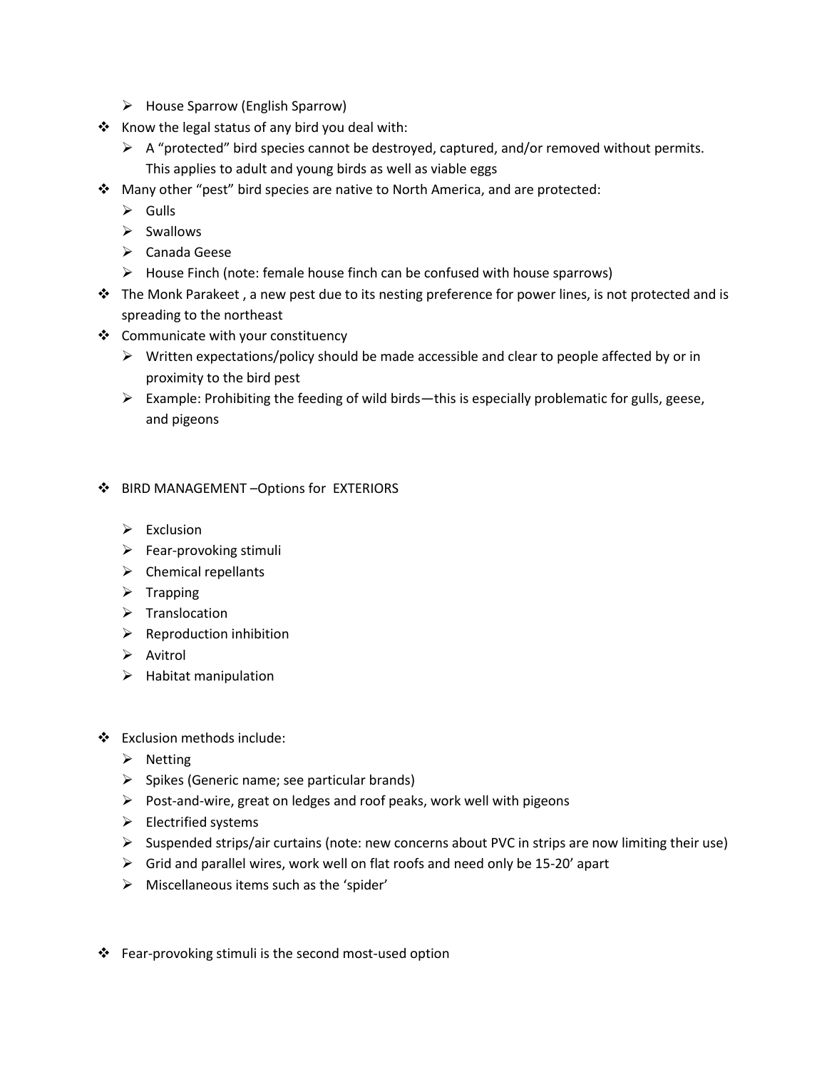- House Sparrow (English Sparrow)
- Know the legal status of any bird you deal with:
  - A "protected" bird species cannot be destroyed, captured, and/or removed without permits. This applies to adult and young birds as well as viable eggs
- Many other "pest" bird species are native to North America, and are protected:
  - Gulls
  - Swallows
  - Canada Geese
  - House Finch (note: female house finch can be confused with house sparrows)
- The Monk Parakeet , a new pest due to its nesting preference for power lines, is not protected and is spreading to the northeast
- Communicate with your constituency
  - Written expectations/policy should be made accessible and clear to people affected by or in proximity to the bird pest
  - Example: Prohibiting the feeding of wild birds—this is especially problematic for gulls, geese, and pigeons

- BIRD MANAGEMENT –Options for EXTERIORS

  - Exclusion
  - Fear-provoking stimuli
  - Chemical repellants
  - Trapping
  - Translocation
  - Reproduction inhibition
  - Avitrol
  - Habitat manipulation

- Exclusion methods include:
  - Netting
  - Spikes (Generic name; see particular brands)
  - Post-and-wire, great on ledges and roof peaks, work well with pigeons
  - Electrified systems
  - Suspended strips/air curtains (note: new concerns about PVC in strips are now limiting their use)
  - Grid and parallel wires, work well on flat roofs and need only be 15-20' apart
  - Miscellaneous items such as the 'spider'

- Fear-provoking stimuli is the second most-used option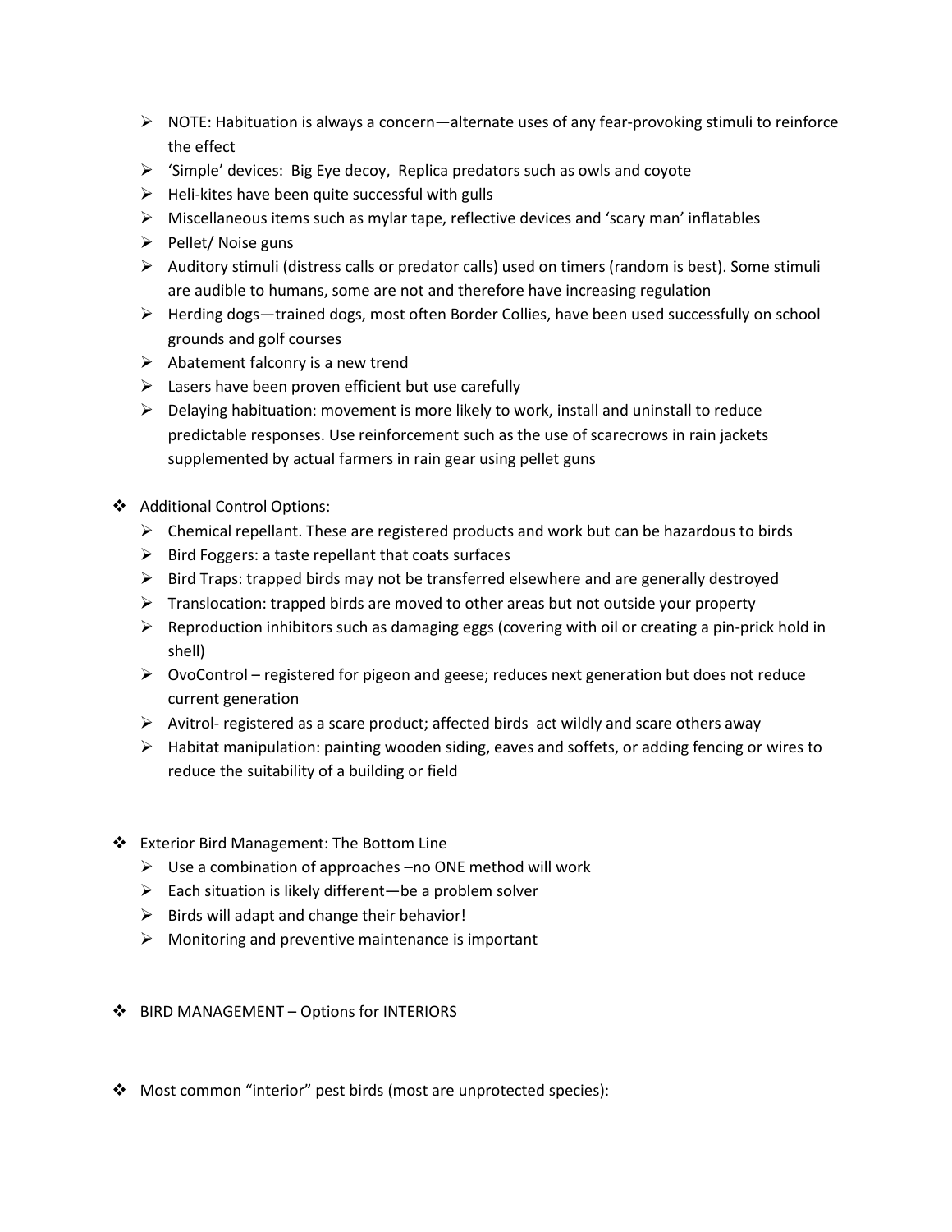- NOTE: Habituation is always a concern—alternate uses of any fear-provoking stimuli to reinforce the effect
- 'Simple' devices: Big Eye decoy, Replica predators such as owls and coyote
- Heli-kites have been quite successful with gulls
- Miscellaneous items such as mylar tape, reflective devices and 'scary man' inflatables
- Pellet/ Noise guns
- Auditory stimuli (distress calls or predator calls) used on timers (random is best). Some stimuli are audible to humans, some are not and therefore have increasing regulation
- Herding dogs—trained dogs, most often Border Collies, have been used successfully on school grounds and golf courses
- Abatement falconry is a new trend
- Lasers have been proven efficient but use carefully
- Delaying habituation: movement is more likely to work, install and uninstall to reduce predictable responses. Use reinforcement such as the use of scarecrows in rain jackets supplemented by actual farmers in rain gear using pellet guns

- Additional Control Options:
  - Chemical repellant. These are registered products and work but can be hazardous to birds
  - Bird Foggers: a taste repellant that coats surfaces
  - Bird Traps: trapped birds may not be transferred elsewhere and are generally destroyed
  - Translocation: trapped birds are moved to other areas but not outside your property
  - Reproduction inhibitors such as damaging eggs (covering with oil or creating a pin-prick hold in shell)
  - OvoControl – registered for pigeon and geese; reduces next generation but does not reduce current generation
  - Avitrol- registered as a scare product; affected birds act wildly and scare others away
  - Habitat manipulation: painting wooden siding, eaves and soffets, or adding fencing or wires to reduce the suitability of a building or field

- Exterior Bird Management: The Bottom Line
  - Use a combination of approaches –no ONE method will work
  - Each situation is likely different—be a problem solver
  - Birds will adapt and change their behavior!
  - Monitoring and preventive maintenance is important

- BIRD MANAGEMENT – Options for INTERIORS

- Most common "interior" pest birds (most are unprotected species):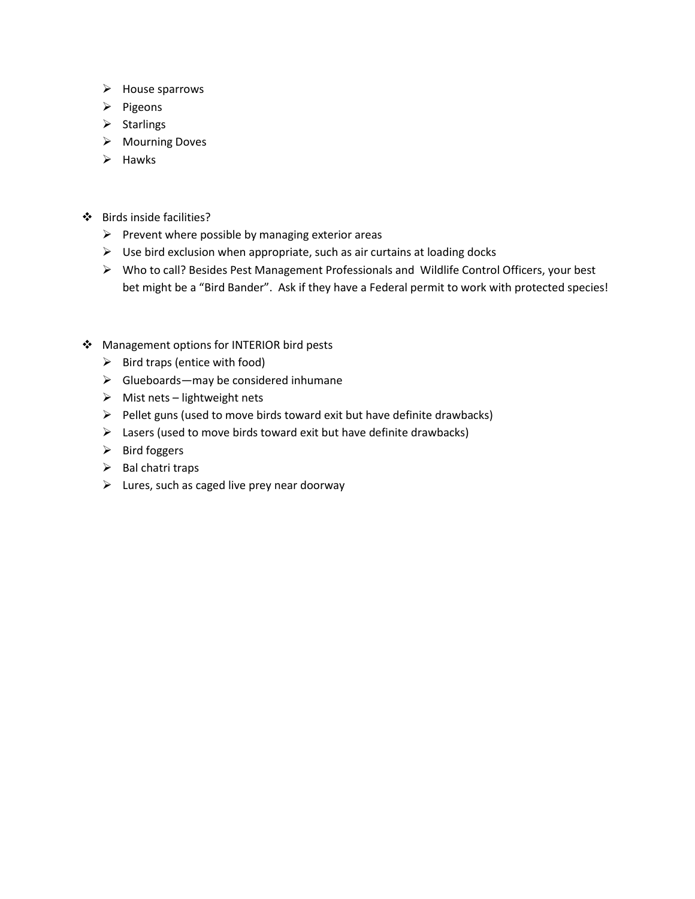- House sparrows
- Pigeons
- Starlings
- Mourning Doves
- Hawks

- Birds inside facilities?
  - Prevent where possible by managing exterior areas
  - Use bird exclusion when appropriate, such as air curtains at loading docks
  - Who to call? Besides Pest Management Professionals and Wildlife Control Officers, your best bet might be a "Bird Bander". Ask if they have a Federal permit to work with protected species!

- Management options for INTERIOR bird pests
  - Bird traps (entice with food)
  - Glueboards—may be considered inhumane
  - Mist nets – lightweight nets
  - Pellet guns (used to move birds toward exit but have definite drawbacks)
  - Lasers (used to move birds toward exit but have definite drawbacks)
  - Bird foggers
  - Bal chatri traps
  - Lures, such as caged live prey near doorway